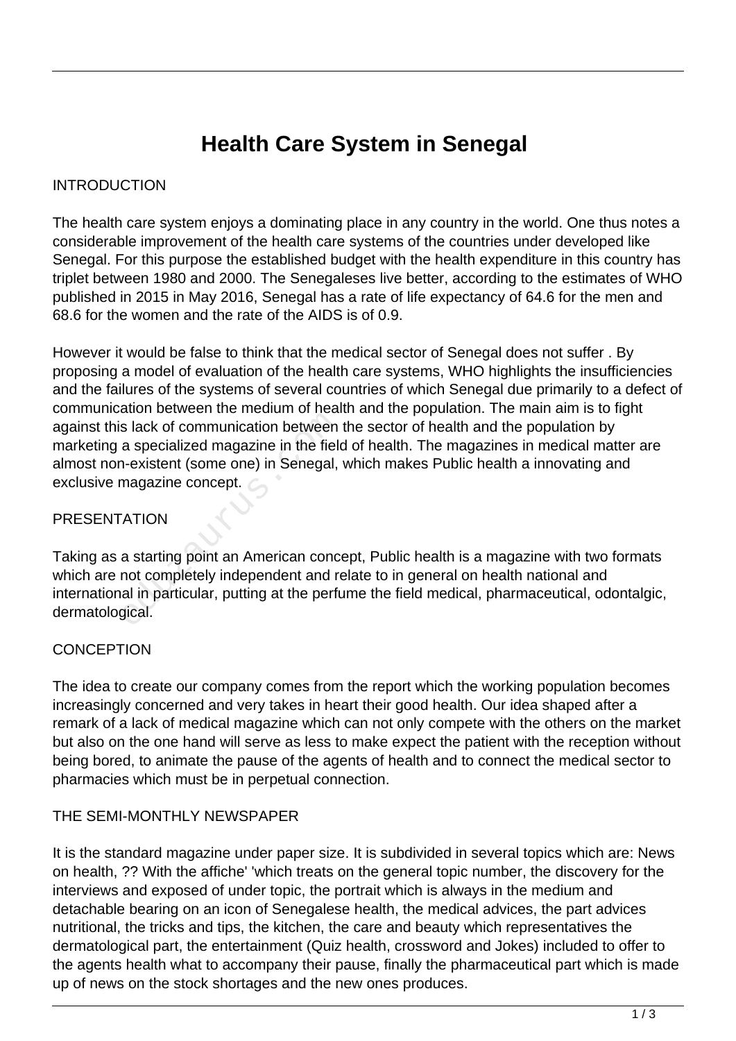# Health Care System in Senegal

INTRODUCTION

The health care system enjoys a dominating place in any country in the world. One thus notes a considerable improvement of the health care systems of the countries under developed like Senegal. For this purpose the established budget with the health expenditure in this country has triplet between 1980 and 2000. The Senegaleses live better, according to the estimates of WHO published in 2015 in May 2016, Senegal has a rate of life expectancy of 64.6 for the men and 68.6 for the women and the rate of the AIDS is of 0.9.

However it would be false to think that the medical sector of Senegal does not suffer . By proposing a model of evaluation of the health care systems, WHO highlights the insufficiencies and the failures of the systems of several countries of which Senegal due primarily to a defect of communication between the medium of health and the population. The main aim is to fight against this lack of communication between the sector of health and the population by marketing a specialized magazine in the field of health. The magazines in medical matter are almost non-existent (some one) in Senegal, which makes Public health a innovating and exclusive magazine concept.

PRESENTATION

Taking as a starting point an American concept, Public health is a magazine with two formats which are not completely independent and relate to in general on health national and international in particular, putting at the perfume the field medical, pharmaceutical, odontalgic, dermatological.

CONCEPTION

The idea to create our company comes from the report which the working population becomes increasingly concerned and very takes in heart their good health. Our idea shaped after a remark of a lack of medical magazine which can not only compete with the others on the market but also on the one hand will serve as less to make expect the patient with the reception without being bored, to animate the pause of the agents of health and to connect the medical sector to pharmacies which must be in perpetual connection.

THE SEMI-MONTHLY NEWSPAPER

It is the standard magazine under paper size. It is subdivided in several topics which are: News on health, ?? With the affiche' 'which treats on the general topic number, the discovery for the interviews and exposed of under topic, the portrait which is always in the medium and detachable bearing on an icon of Senegalese health, the medical advices, the part advices nutritional, the tricks and tips, the kitchen, the care and beauty which representatives the dermatological part, the entertainment (Quiz health, crossword and Jokes) included to offer to the agents health what to accompany their pause, finally the pharmaceutical part which is made up of news on the stock shortages and the new ones produces.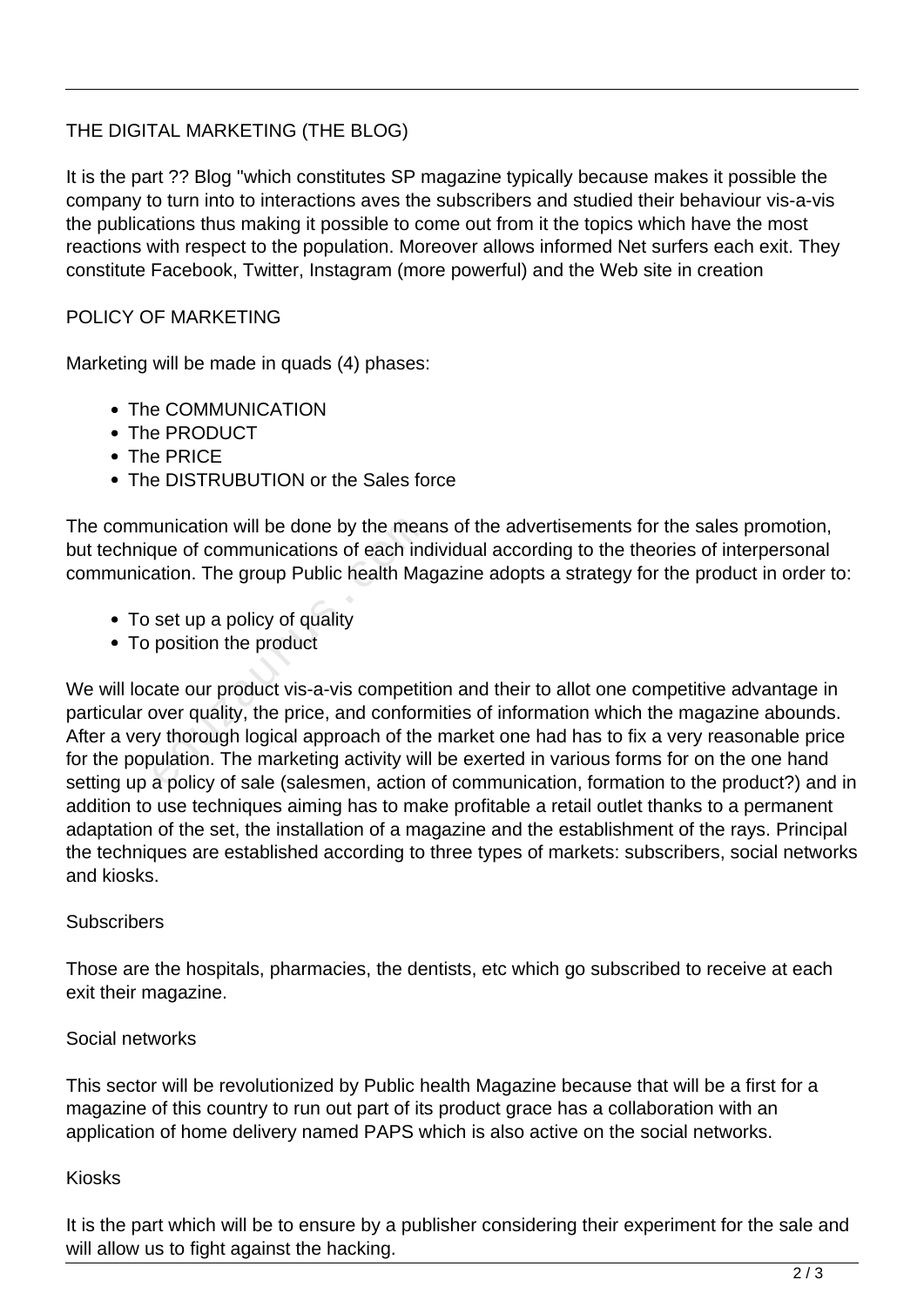## THE DIGITAL MARKETING (THE BLOG)

It is the part ?? Blog ''which constitutes SP magazine typically because makes it possible the company to turn into to interactions aves the subscribers and studied their behaviour vis-a-vis the publications thus making it possible to come out from it the topics which have the most reactions with respect to the population. Moreover allows informed Net surfers each exit. They constitute Facebook, Twitter, Instagram (more powerful) and the Web site in creation

## POLICY OF MARKETING

Marketing will be made in quads (4) phases:

- The COMMUNICATION
- The PRODUCT
- The PRICE
- The DISTRUBUTION or the Sales force

The communication will be done by the means of the advertisements for the sales promotion, but technique of communications of each individual according to the theories of interpersonal communication. The group Public health Magazine adopts a strategy for the product in order to:

- To set up a policy of quality
- To position the product

We will locate our product vis-a-vis competition and their to allot one competitive advantage in particular over quality, the price, and conformities of information which the magazine abounds. After a very thorough logical approach of the market one had has to fix a very reasonable price for the population. The marketing activity will be exerted in various forms for on the one hand setting up a policy of sale (salesmen, action of communication, formation to the product?) and in addition to use techniques aiming has to make profitable a retail outlet thanks to a permanent adaptation of the set, the installation of a magazine and the establishment of the rays. Principal the techniques are established according to three types of markets: subscribers, social networks and kiosks.

### Subscribers

Those are the hospitals, pharmacies, the dentists, etc which go subscribed to receive at each exit their magazine.

### Social networks

This sector will be revolutionized by Public health Magazine because that will be a first for a magazine of this country to run out part of its product grace has a collaboration with an application of home delivery named PAPS which is also active on the social networks.

### Kiosks

It is the part which will be to ensure by a publisher considering their experiment for the sale and will allow us to fight against the hacking.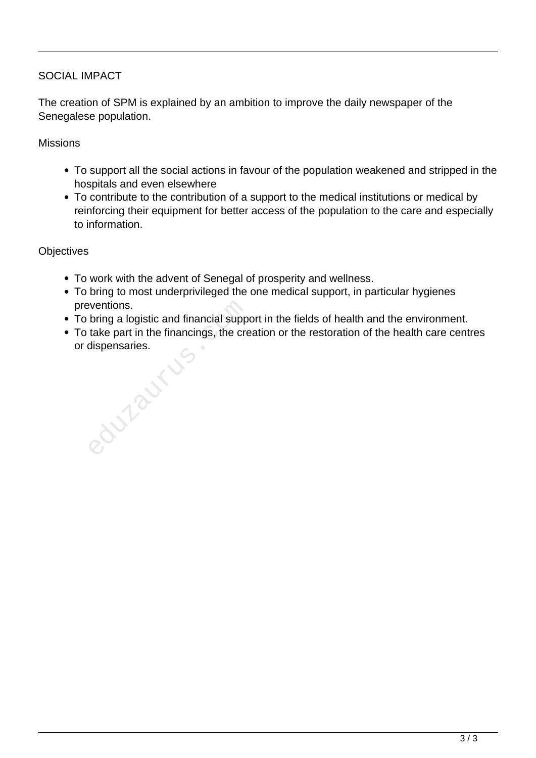## SOCIAL IMPACT

The creation of SPM is explained by an ambition to improve the daily newspaper of the Senegalese population.

### Missions

- To support all the social actions in favour of the population weakened and stripped in the hospitals and even elsewhere
- To contribute to the contribution of a support to the medical institutions or medical by reinforcing their equipment for better access of the population to the care and especially to information.

### Objectives

- To work with the advent of Senegal of prosperity and wellness.
- To bring to most underprivileged the one medical support, in particular hygienes preventions.
- To bring a logistic and financial support in the fields of health and the environment.
- To take part in the financings, the creation or the restoration of the health care centres or dispensaries.